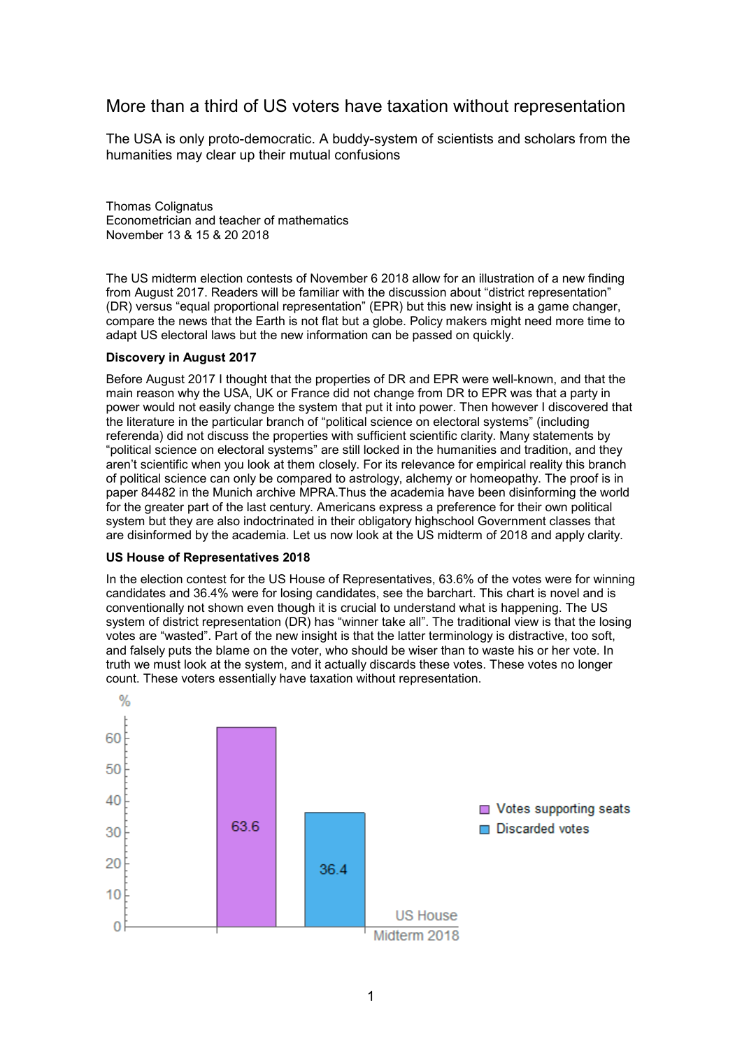# More than a third of US voters have taxation without representation

The USA is only proto-democratic. A buddy-system of scientists and scholars from the humanities may clear up their mutual confusions

Thomas Colignatus
Econometrician and teacher of mathematics
November 13 & 15 & 20 2018

The US midterm election contests of November 6 2018 allow for an illustration of a new finding from August 2017. Readers will be familiar with the discussion about "district representation" (DR) versus "equal proportional representation" (EPR) but this new insight is a game changer, compare the news that the Earth is not flat but a globe. Policy makers might need more time to adapt US electoral laws but the new information can be passed on quickly.

**Discovery in August 2017**

Before August 2017 I thought that the properties of DR and EPR were well-known, and that the main reason why the USA, UK or France did not change from DR to EPR was that a party in power would not easily change the system that put it into power. Then however I discovered that the literature in the particular branch of "political science on electoral systems" (including referenda) did not discuss the properties with sufficient scientific clarity. Many statements by "political science on electoral systems" are still locked in the humanities and tradition, and they aren't scientific when you look at them closely. For its relevance for empirical reality this branch of political science can only be compared to astrology, alchemy or homeopathy. The proof is in paper 84482 in the Munich archive MPRA.Thus the academia have been disinforming the world for the greater part of the last century. Americans express a preference for their own political system but they are also indoctrinated in their obligatory highschool Government classes that are disinformed by the academia. Let us now look at the US midterm of 2018 and apply clarity.

**US House of Representatives 2018**

In the election contest for the US House of Representatives, 63.6% of the votes were for winning candidates and 36.4% were for losing candidates, see the barchart. This chart is novel and is conventionally not shown even though it is crucial to understand what is happening. The US system of district representation (DR) has "winner take all". The traditional view is that the losing votes are "wasted". Part of the new insight is that the latter terminology is distractive, too soft, and falsely puts the blame on the voter, who should be wiser than to waste his or her vote. In truth we must look at the system, and it actually discards these votes. These votes no longer count. These voters essentially have taxation without representation.

| US House Midterm 2018 | % |
|---|---|
| Votes supporting seats | 63.6 |
| Discarded votes | 36.4 |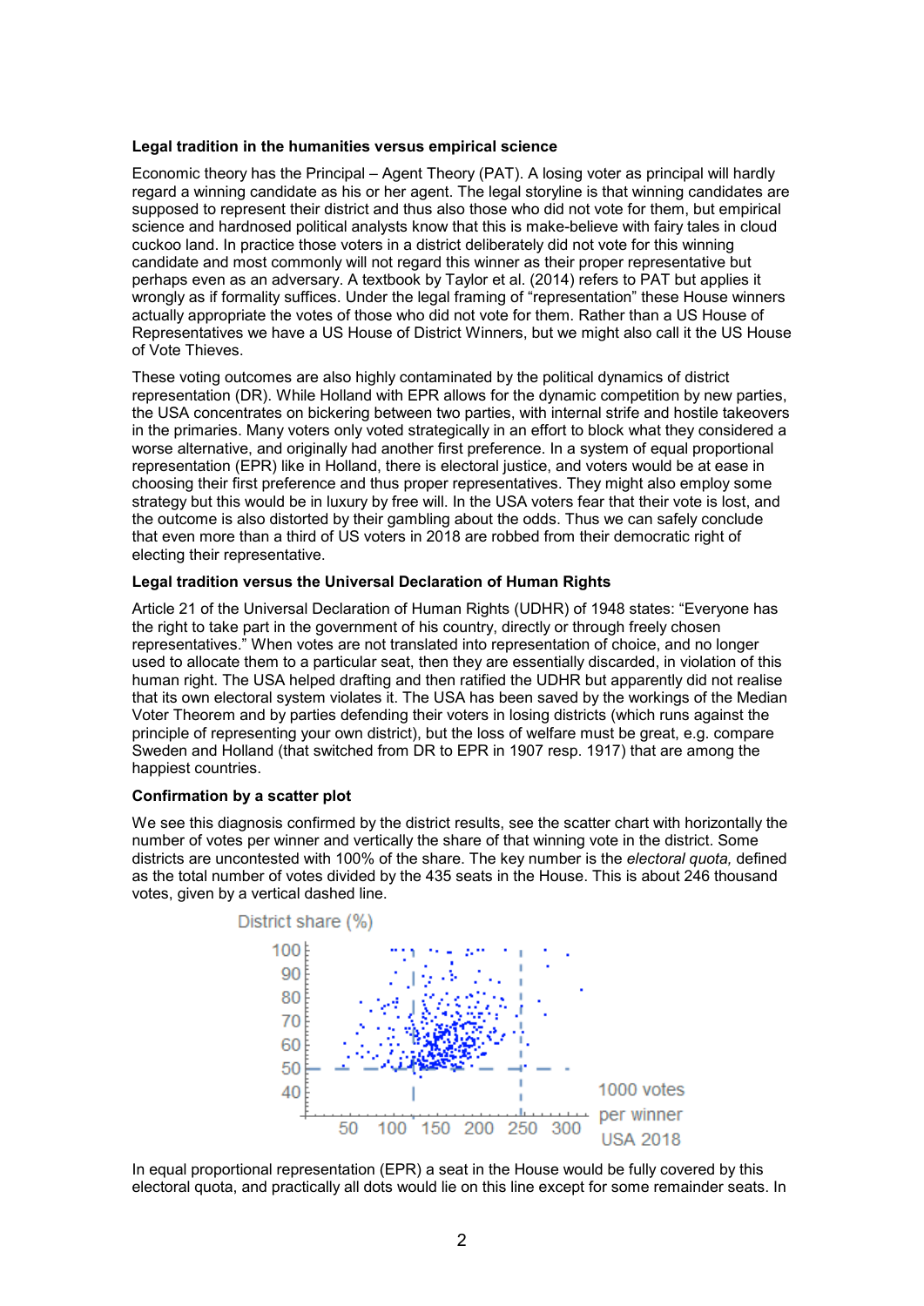**Legal tradition in the humanities versus empirical science**

Economic theory has the Principal – Agent Theory (PAT). A losing voter as principal will hardly regard a winning candidate as his or her agent. The legal storyline is that winning candidates are supposed to represent their district and thus also those who did not vote for them, but empirical science and hardnosed political analysts know that this is make-believe with fairy tales in cloud cuckoo land. In practice those voters in a district deliberately did not vote for this winning candidate and most commonly will not regard this winner as their proper representative but perhaps even as an adversary. A textbook by Taylor et al. (2014) refers to PAT but applies it wrongly as if formality suffices. Under the legal framing of "representation" these House winners actually appropriate the votes of those who did not vote for them. Rather than a US House of Representatives we have a US House of District Winners, but we might also call it the US House of Vote Thieves.

These voting outcomes are also highly contaminated by the political dynamics of district representation (DR). While Holland with EPR allows for the dynamic competition by new parties, the USA concentrates on bickering between two parties, with internal strife and hostile takeovers in the primaries. Many voters only voted strategically in an effort to block what they considered a worse alternative, and originally had another first preference. In a system of equal proportional representation (EPR) like in Holland, there is electoral justice, and voters would be at ease in choosing their first preference and thus proper representatives. They might also employ some strategy but this would be in luxury by free will. In the USA voters fear that their vote is lost, and the outcome is also distorted by their gambling about the odds. Thus we can safely conclude that even more than a third of US voters in 2018 are robbed from their democratic right of electing their representative.

**Legal tradition versus the Universal Declaration of Human Rights**

Article 21 of the Universal Declaration of Human Rights (UDHR) of 1948 states: "Everyone has the right to take part in the government of his country, directly or through freely chosen representatives." When votes are not translated into representation of choice, and no longer used to allocate them to a particular seat, then they are essentially discarded, in violation of this human right. The USA helped drafting and then ratified the UDHR but apparently did not realise that its own electoral system violates it. The USA has been saved by the workings of the Median Voter Theorem and by parties defending their voters in losing districts (which runs against the principle of representing your own district), but the loss of welfare must be great, e.g. compare Sweden and Holland (that switched from DR to EPR in 1907 resp. 1917) that are among the happiest countries.

**Confirmation by a scatter plot**

We see this diagnosis confirmed by the district results, see the scatter chart with horizontally the number of votes per winner and vertically the share of that winning vote in the district. Some districts are uncontested with 100% of the share. The key number is the *electoral quota,* defined as the total number of votes divided by the 435 seats in the House. This is about 246 thousand votes, given by a vertical dashed line.

District share (%)

1000 votes per winner USA 2018

In equal proportional representation (EPR) a seat in the House would be fully covered by this electoral quota, and practically all dots would lie on this line except for some remainder seats. In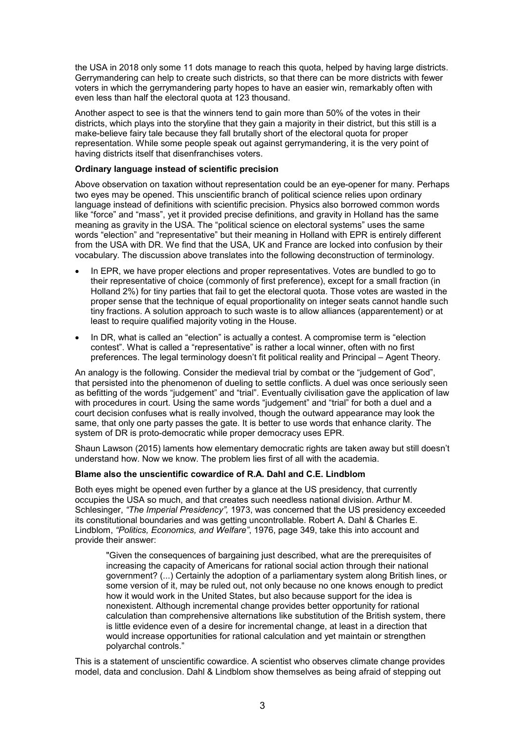the USA in 2018 only some 11 dots manage to reach this quota, helped by having large districts. Gerrymandering can help to create such districts, so that there can be more districts with fewer voters in which the gerrymandering party hopes to have an easier win, remarkably often with even less than half the electoral quota at 123 thousand.

Another aspect to see is that the winners tend to gain more than 50% of the votes in their districts, which plays into the storyline that they gain a majority in their district, but this still is a make-believe fairy tale because they fall brutally short of the electoral quota for proper representation. While some people speak out against gerrymandering, it is the very point of having districts itself that disenfranchises voters.

**Ordinary language instead of scientific precision**

Above observation on taxation without representation could be an eye-opener for many. Perhaps two eyes may be opened. This unscientific branch of political science relies upon ordinary language instead of definitions with scientific precision. Physics also borrowed common words like "force" and "mass", yet it provided precise definitions, and gravity in Holland has the same meaning as gravity in the USA. The "political science on electoral systems" uses the same words "election" and "representative" but their meaning in Holland with EPR is entirely different from the USA with DR. We find that the USA, UK and France are locked into confusion by their vocabulary. The discussion above translates into the following deconstruction of terminology.

- In EPR, we have proper elections and proper representatives. Votes are bundled to go to their representative of choice (commonly of first preference), except for a small fraction (in Holland 2%) for tiny parties that fail to get the electoral quota. Those votes are wasted in the proper sense that the technique of equal proportionality on integer seats cannot handle such tiny fractions. A solution approach to such waste is to allow alliances (apparentement) or at least to require qualified majority voting in the House.
- In DR, what is called an "election" is actually a contest. A compromise term is "election contest". What is called a "representative" is rather a local winner, often with no first preferences. The legal terminology doesn't fit political reality and Principal – Agent Theory.

An analogy is the following. Consider the medieval trial by combat or the "judgement of God", that persisted into the phenomenon of dueling to settle conflicts. A duel was once seriously seen as befitting of the words "judgement" and "trial". Eventually civilisation gave the application of law with procedures in court. Using the same words "judgement" and "trial" for both a duel and a court decision confuses what is really involved, though the outward appearance may look the same, that only one party passes the gate. It is better to use words that enhance clarity. The system of DR is proto-democratic while proper democracy uses EPR.

Shaun Lawson (2015) laments how elementary democratic rights are taken away but still doesn't understand how. Now we know. The problem lies first of all with the academia.

**Blame also the unscientific cowardice of R.A. Dahl and C.E. Lindblom**

Both eyes might be opened even further by a glance at the US presidency, that currently occupies the USA so much, and that creates such needless national division. Arthur M. Schlesinger, *"The Imperial Presidency",* 1973, was concerned that the US presidency exceeded its constitutional boundaries and was getting uncontrollable. Robert A. Dahl & Charles E. Lindblom, *"Politics, Economics, and Welfare"*, 1976, page 349, take this into account and provide their answer:

> "Given the consequences of bargaining just described, what are the prerequisites of increasing the capacity of Americans for rational social action through their national government? (...) Certainly the adoption of a parliamentary system along British lines, or some version of it, may be ruled out, not only because no one knows enough to predict how it would work in the United States, but also because support for the idea is nonexistent. Although incremental change provides better opportunity for rational calculation than comprehensive alternations like substitution of the British system, there is little evidence even of a desire for incremental change, at least in a direction that would increase opportunities for rational calculation and yet maintain or strengthen polyarchal controls."

This is a statement of unscientific cowardice. A scientist who observes climate change provides model, data and conclusion. Dahl & Lindblom show themselves as being afraid of stepping out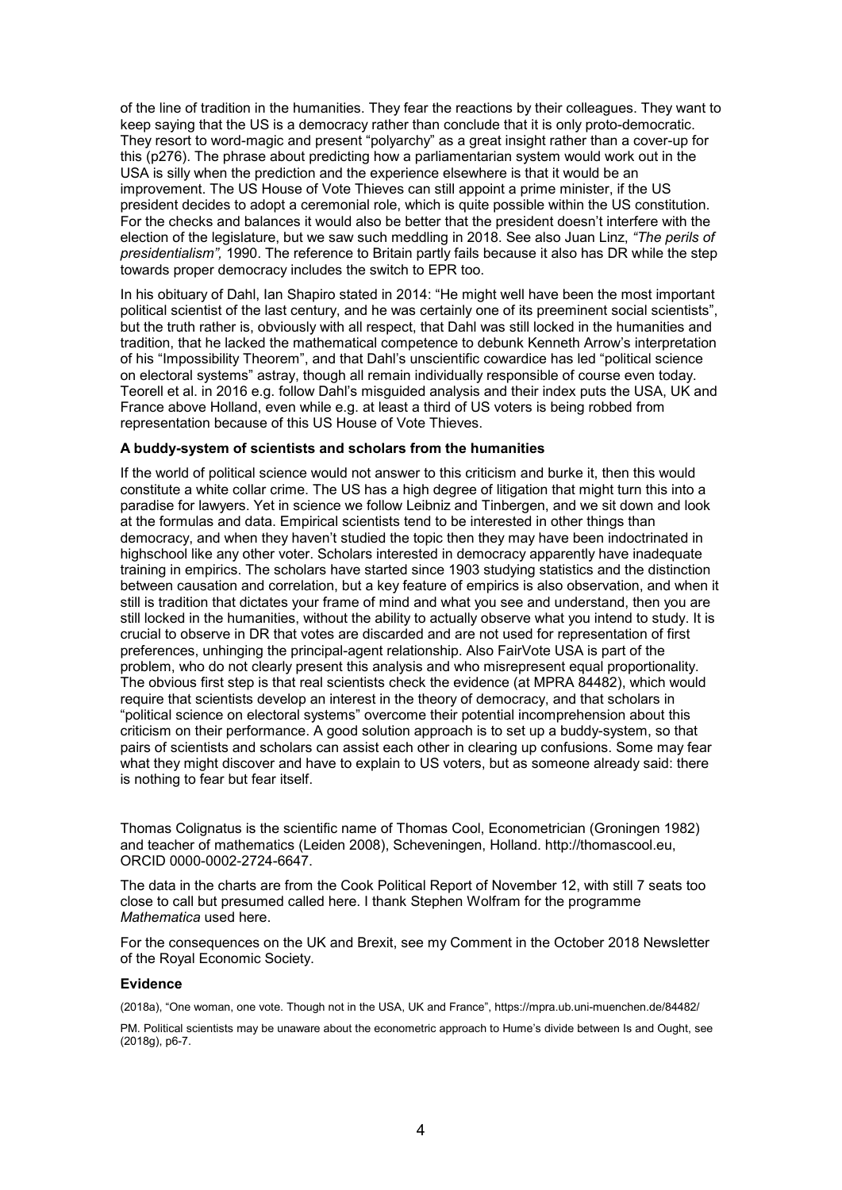of the line of tradition in the humanities. They fear the reactions by their colleagues. They want to keep saying that the US is a democracy rather than conclude that it is only proto-democratic. They resort to word-magic and present "polyarchy" as a great insight rather than a cover-up for this (p276). The phrase about predicting how a parliamentarian system would work out in the USA is silly when the prediction and the experience elsewhere is that it would be an improvement. The US House of Vote Thieves can still appoint a prime minister, if the US president decides to adopt a ceremonial role, which is quite possible within the US constitution. For the checks and balances it would also be better that the president doesn't interfere with the election of the legislature, but we saw such meddling in 2018. See also Juan Linz, *"The perils of presidentialism",* 1990. The reference to Britain partly fails because it also has DR while the step towards proper democracy includes the switch to EPR too.

In his obituary of Dahl, Ian Shapiro stated in 2014: "He might well have been the most important political scientist of the last century, and he was certainly one of its preeminent social scientists", but the truth rather is, obviously with all respect, that Dahl was still locked in the humanities and tradition, that he lacked the mathematical competence to debunk Kenneth Arrow's interpretation of his "Impossibility Theorem", and that Dahl's unscientific cowardice has led "political science on electoral systems" astray, though all remain individually responsible of course even today. Teorell et al. in 2016 e.g. follow Dahl's misguided analysis and their index puts the USA, UK and France above Holland, even while e.g. at least a third of US voters is being robbed from representation because of this US House of Vote Thieves.

**A buddy-system of scientists and scholars from the humanities**

If the world of political science would not answer to this criticism and burke it, then this would constitute a white collar crime. The US has a high degree of litigation that might turn this into a paradise for lawyers. Yet in science we follow Leibniz and Tinbergen, and we sit down and look at the formulas and data. Empirical scientists tend to be interested in other things than democracy, and when they haven't studied the topic then they may have been indoctrinated in highschool like any other voter. Scholars interested in democracy apparently have inadequate training in empirics. The scholars have started since 1903 studying statistics and the distinction between causation and correlation, but a key feature of empirics is also observation, and when it still is tradition that dictates your frame of mind and what you see and understand, then you are still locked in the humanities, without the ability to actually observe what you intend to study. It is crucial to observe in DR that votes are discarded and are not used for representation of first preferences, unhinging the principal-agent relationship. Also FairVote USA is part of the problem, who do not clearly present this analysis and who misrepresent equal proportionality. The obvious first step is that real scientists check the evidence (at MPRA 84482), which would require that scientists develop an interest in the theory of democracy, and that scholars in "political science on electoral systems" overcome their potential incomprehension about this criticism on their performance. A good solution approach is to set up a buddy-system, so that pairs of scientists and scholars can assist each other in clearing up confusions. Some may fear what they might discover and have to explain to US voters, but as someone already said: there is nothing to fear but fear itself.

Thomas Colignatus is the scientific name of Thomas Cool, Econometrician (Groningen 1982) and teacher of mathematics (Leiden 2008), Scheveningen, Holland. http://thomascool.eu, ORCID 0000-0002-2724-6647.

The data in the charts are from the Cook Political Report of November 12, with still 7 seats too close to call but presumed called here. I thank Stephen Wolfram for the programme *Mathematica* used here.

For the consequences on the UK and Brexit, see my Comment in the October 2018 Newsletter of the Royal Economic Society.

**Evidence**

(2018a), "One woman, one vote. Though not in the USA, UK and France", https://mpra.ub.uni-muenchen.de/84482/

PM. Political scientists may be unaware about the econometric approach to Hume's divide between Is and Ought, see (2018g), p6-7.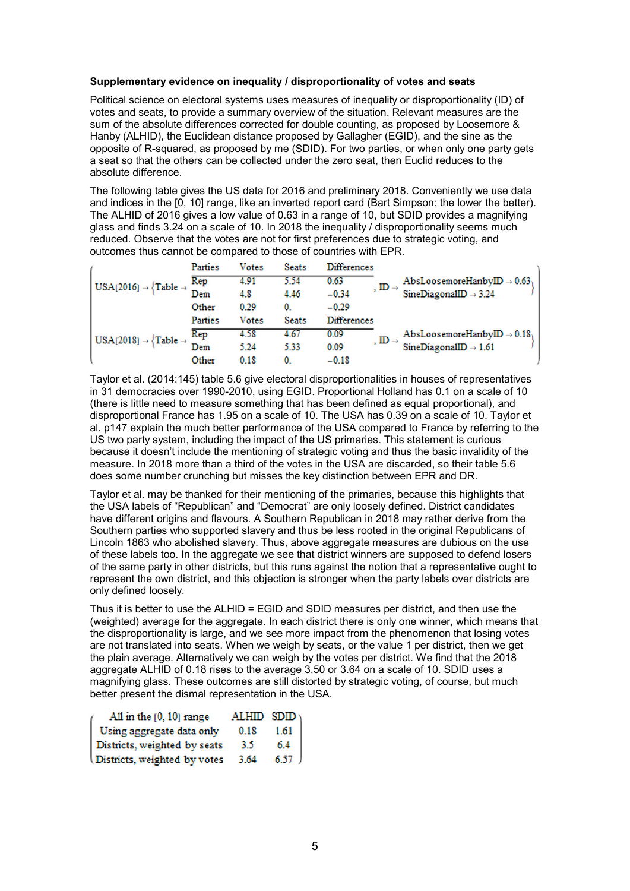**Supplementary evidence on inequality / disproportionality of votes and seats**

Political science on electoral systems uses measures of inequality or disproportionality (ID) of votes and seats, to provide a summary overview of the situation. Relevant measures are the sum of the absolute differences corrected for double counting, as proposed by Loosemore & Hanby (ALHID), the Euclidean distance proposed by Gallagher (EGID), and the sine as the opposite of R-squared, as proposed by me (SDID). For two parties, or when only one party gets a seat so that the others can be collected under the zero seat, then Euclid reduces to the absolute difference.

The following table gives the US data for 2016 and preliminary 2018. Conveniently we use data and indices in the [0, 10] range, like an inverted report card (Bart Simpson: the lower the better). The ALHID of 2016 gives a low value of 0.63 in a range of 10, but SDID provides a magnifying glass and finds 3.24 on a scale of 10. In 2018 the inequality / disproportionality seems much reduced. Observe that the votes are not for first preferences due to strategic voting, and outcomes thus cannot be compared to those of countries with EPR.

| | Parties | Votes | Seats | Differences | ID |
|---|---|---|---|---|---|
| USA[2016] → {Table → | Rep | 4.91 | 5.54 | 0.63 | AbsLoosemoreHanbyID → 0.63 |
| | Dem | 4.8 | 4.46 | −0.34 | SineDiagonalID → 3.24 |
| | Other | 0.29 | 0. | −0.29 | |
| | Parties | Votes | Seats | Differences | |
| USA[2018] → {Table → | Rep | 4.58 | 4.67 | 0.09 | AbsLoosemoreHanbyID → 0.18 |
| | Dem | 5.24 | 5.33 | 0.09 | SineDiagonalID → 1.61 |
| | Other | 0.18 | 0. | −0.18 | |

Taylor et al. (2014:145) table 5.6 give electoral disproportionalities in houses of representatives in 31 democracies over 1990-2010, using EGID. Proportional Holland has 0.1 on a scale of 10 (there is little need to measure something that has been defined as equal proportional), and disproportional France has 1.95 on a scale of 10. The USA has 0.39 on a scale of 10. Taylor et al. p147 explain the much better performance of the USA compared to France by referring to the US two party system, including the impact of the US primaries. This statement is curious because it doesn't include the mentioning of strategic voting and thus the basic invalidity of the measure. In 2018 more than a third of the votes in the USA are discarded, so their table 5.6 does some number crunching but misses the key distinction between EPR and DR.

Taylor et al. may be thanked for their mentioning of the primaries, because this highlights that the USA labels of "Republican" and "Democrat" are only loosely defined. District candidates have different origins and flavours. A Southern Republican in 2018 may rather derive from the Southern parties who supported slavery and thus be less rooted in the original Republicans of Lincoln 1863 who abolished slavery. Thus, above aggregate measures are dubious on the use of these labels too. In the aggregate we see that district winners are supposed to defend losers of the same party in other districts, but this runs against the notion that a representative ought to represent the own district, and this objection is stronger when the party labels over districts are only defined loosely.

Thus it is better to use the ALHID = EGID and SDID measures per district, and then use the (weighted) average for the aggregate. In each district there is only one winner, which means that the disproportionality is large, and we see more impact from the phenomenon that losing votes are not translated into seats. When we weigh by seats, or the value 1 per district, then we get the plain average. Alternatively we can weigh by the votes per district. We find that the 2018 aggregate ALHID of 0.18 rises to the average 3.50 or 3.64 on a scale of 10. SDID uses a magnifying glass. These outcomes are still distorted by strategic voting, of course, but much better present the dismal representation in the USA.

| All in the [0, 10] range | ALHID | SDID |
|---|---|---|
| Using aggregate data only | 0.18 | 1.61 |
| Districts, weighted by seats | 3.5 | 6.4 |
| Districts, weighted by votes | 3.64 | 6.57 |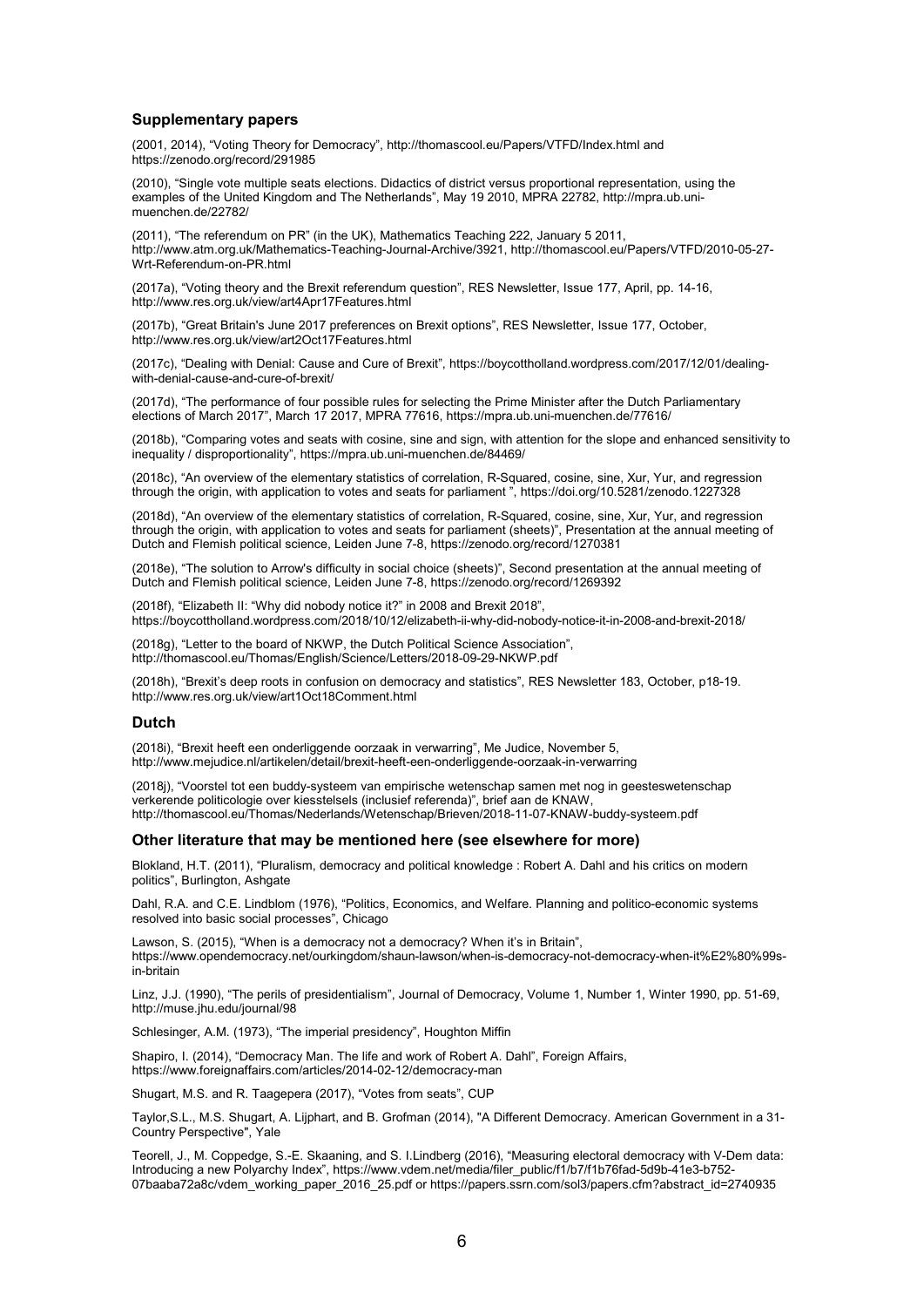### Supplementary papers

(2001, 2014), “Voting Theory for Democracy”, http://thomascool.eu/Papers/VTFD/Index.html and https://zenodo.org/record/291985

(2010), “Single vote multiple seats elections. Didactics of district versus proportional representation, using the examples of the United Kingdom and The Netherlands”, May 19 2010, MPRA 22782, http://mpra.ub.uni-muenchen.de/22782/

(2011), “The referendum on PR” (in the UK), Mathematics Teaching 222, January 5 2011, http://www.atm.org.uk/Mathematics-Teaching-Journal-Archive/3921, http://thomascool.eu/Papers/VTFD/2010-05-27-Wrt-Referendum-on-PR.html

(2017a), “Voting theory and the Brexit referendum question”, RES Newsletter, Issue 177, April, pp. 14-16, http://www.res.org.uk/view/art4Apr17Features.html

(2017b), “Great Britain's June 2017 preferences on Brexit options”, RES Newsletter, Issue 177, October, http://www.res.org.uk/view/art2Oct17Features.html

(2017c), “Dealing with Denial: Cause and Cure of Brexit”, https://boycottholland.wordpress.com/2017/12/01/dealing-with-denial-cause-and-cure-of-brexit/

(2017d), “The performance of four possible rules for selecting the Prime Minister after the Dutch Parliamentary elections of March 2017”, March 17 2017, MPRA 77616, https://mpra.ub.uni-muenchen.de/77616/

(2018b), “Comparing votes and seats with cosine, sine and sign, with attention for the slope and enhanced sensitivity to inequality / disproportionality”, https://mpra.ub.uni-muenchen.de/84469/

(2018c), “An overview of the elementary statistics of correlation, R-Squared, cosine, sine, Xur, Yur, and regression through the origin, with application to votes and seats for parliament ”, https://doi.org/10.5281/zenodo.1227328

(2018d), “An overview of the elementary statistics of correlation, R-Squared, cosine, sine, Xur, Yur, and regression through the origin, with application to votes and seats for parliament (sheets)”, Presentation at the annual meeting of Dutch and Flemish political science, Leiden June 7-8, https://zenodo.org/record/1270381

(2018e), “The solution to Arrow's difficulty in social choice (sheets)”, Second presentation at the annual meeting of Dutch and Flemish political science, Leiden June 7-8, https://zenodo.org/record/1269392

(2018f), “Elizabeth II: “Why did nobody notice it?” in 2008 and Brexit 2018”, https://boycottholland.wordpress.com/2018/10/12/elizabeth-ii-why-did-nobody-notice-it-in-2008-and-brexit-2018/

(2018g), “Letter to the board of NKWP, the Dutch Political Science Association”, http://thomascool.eu/Thomas/English/Science/Letters/2018-09-29-NKWP.pdf

(2018h), “Brexit's deep roots in confusion on democracy and statistics”, RES Newsletter 183, October, p18-19. http://www.res.org.uk/view/art1Oct18Comment.html

### Dutch

(2018i), “Brexit heeft een onderliggende oorzaak in verwarring”, Me Judice, November 5, http://www.mejudice.nl/artikelen/detail/brexit-heeft-een-onderliggende-oorzaak-in-verwarring

(2018j), “Voorstel tot een buddy-systeem van empirische wetenschap samen met nog in geesteswetenschap verkerende politicologie over kiesstelsels (inclusief referenda)”, brief aan de KNAW, http://thomascool.eu/Thomas/Nederlands/Wetenschap/Brieven/2018-11-07-KNAW-buddy-systeem.pdf

### Other literature that may be mentioned here (see elsewhere for more)

Blokland, H.T. (2011), “Pluralism, democracy and political knowledge : Robert A. Dahl and his critics on modern politics”, Burlington, Ashgate

Dahl, R.A. and C.E. Lindblom (1976), “Politics, Economics, and Welfare. Planning and politico-economic systems resolved into basic social processes”, Chicago

Lawson, S. (2015), “When is a democracy not a democracy? When it's in Britain”, https://www.opendemocracy.net/ourkingdom/shaun-lawson/when-is-democracy-not-democracy-when-it%E2%80%99s-in-britain

Linz, J.J. (1990), “The perils of presidentialism”, Journal of Democracy, Volume 1, Number 1, Winter 1990, pp. 51-69, http://muse.jhu.edu/journal/98

Schlesinger, A.M. (1973), “The imperial presidency”, Houghton Miffin

Shapiro, I. (2014), “Democracy Man. The life and work of Robert A. Dahl”, Foreign Affairs, https://www.foreignaffairs.com/articles/2014-02-12/democracy-man

Shugart, M.S. and R. Taagepera (2017), “Votes from seats”, CUP

Taylor,S.L., M.S. Shugart, A. Lijphart, and B. Grofman (2014), "A Different Democracy. American Government in a 31-Country Perspective", Yale

Teorell, J., M. Coppedge, S.-E. Skaaning, and S. I.Lindberg (2016), “Measuring electoral democracy with V-Dem data: Introducing a new Polyarchy Index”, https://www.vdem.net/media/filer_public/f1/b7/f1b76fad-5d9b-41e3-b752-07baaba72a8c/vdem_working_paper_2016_25.pdf or https://papers.ssrn.com/sol3/papers.cfm?abstract_id=2740935